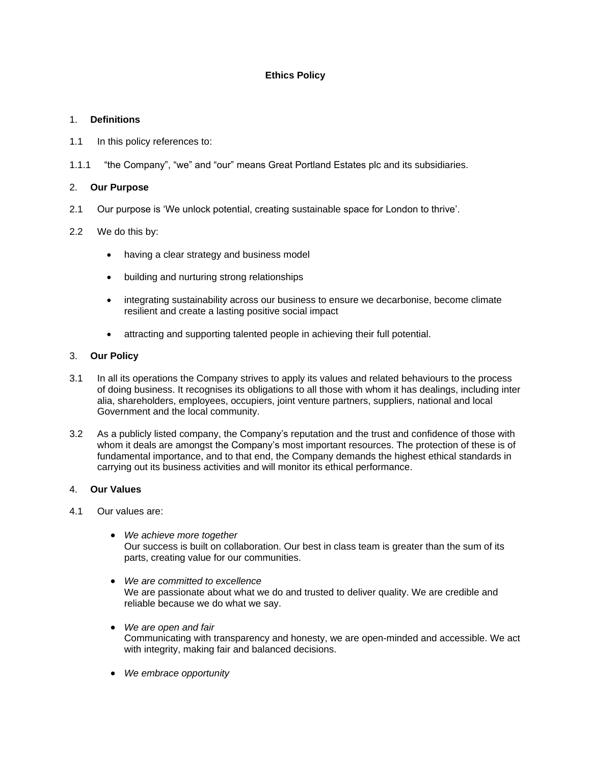# Ethics Policy

## 1. Definitions

1.1 In this policy references to:

1.1.1 "the Company", "we" and "our" means Great Portland Estates plc and its subsidiaries.

## 2. Our Purpose

2.1 Our purpose is 'We unlock potential, creating sustainable space for London to thrive'.

2.2 We do this by:

- having a clear strategy and business model
- building and nurturing strong relationships
- integrating sustainability across our business to ensure we decarbonise, become climate resilient and create a lasting positive social impact
- attracting and supporting talented people in achieving their full potential.

## 3. Our Policy

3.1 In all its operations the Company strives to apply its values and related behaviours to the process of doing business. It recognises its obligations to all those with whom it has dealings, including inter alia, shareholders, employees, occupiers, joint venture partners, suppliers, national and local Government and the local community.

3.2 As a publicly listed company, the Company's reputation and the trust and confidence of those with whom it deals are amongst the Company's most important resources. The protection of these is of fundamental importance, and to that end, the Company demands the highest ethical standards in carrying out its business activities and will monitor its ethical performance.

## 4. Our Values

4.1 Our values are:

- *We achieve more together*
  Our success is built on collaboration. Our best in class team is greater than the sum of its parts, creating value for our communities.
- *We are committed to excellence*
  We are passionate about what we do and trusted to deliver quality. We are credible and reliable because we do what we say.
- *We are open and fair*
  Communicating with transparency and honesty, we are open-minded and accessible. We act with integrity, making fair and balanced decisions.
- *We embrace opportunity*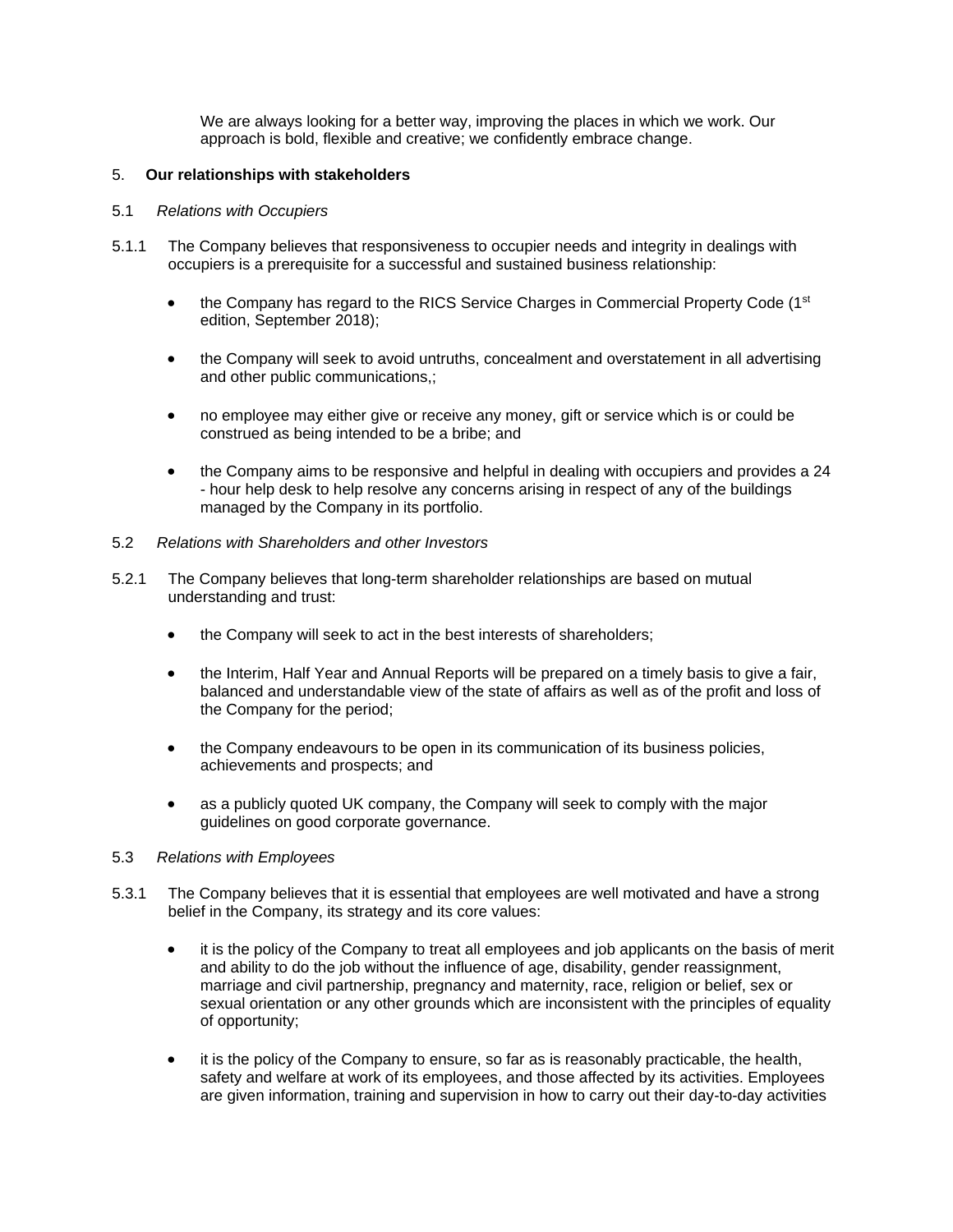We are always looking for a better way, improving the places in which we work. Our approach is bold, flexible and creative; we confidently embrace change.

5. **Our relationships with stakeholders**

5.1 *Relations with Occupiers*

5.1.1 The Company believes that responsiveness to occupier needs and integrity in dealings with occupiers is a prerequisite for a successful and sustained business relationship:

- the Company has regard to the RICS Service Charges in Commercial Property Code (1st edition, September 2018);
- the Company will seek to avoid untruths, concealment and overstatement in all advertising and other public communications,;
- no employee may either give or receive any money, gift or service which is or could be construed as being intended to be a bribe; and
- the Company aims to be responsive and helpful in dealing with occupiers and provides a 24 - hour help desk to help resolve any concerns arising in respect of any of the buildings managed by the Company in its portfolio.

5.2 *Relations with Shareholders and other Investors*

5.2.1 The Company believes that long-term shareholder relationships are based on mutual understanding and trust:

- the Company will seek to act in the best interests of shareholders;
- the Interim, Half Year and Annual Reports will be prepared on a timely basis to give a fair, balanced and understandable view of the state of affairs as well as of the profit and loss of the Company for the period;
- the Company endeavours to be open in its communication of its business policies, achievements and prospects; and
- as a publicly quoted UK company, the Company will seek to comply with the major guidelines on good corporate governance.

5.3 *Relations with Employees*

5.3.1 The Company believes that it is essential that employees are well motivated and have a strong belief in the Company, its strategy and its core values:

- it is the policy of the Company to treat all employees and job applicants on the basis of merit and ability to do the job without the influence of age, disability, gender reassignment, marriage and civil partnership, pregnancy and maternity, race, religion or belief, sex or sexual orientation or any other grounds which are inconsistent with the principles of equality of opportunity;
- it is the policy of the Company to ensure, so far as is reasonably practicable, the health, safety and welfare at work of its employees, and those affected by its activities. Employees are given information, training and supervision in how to carry out their day-to-day activities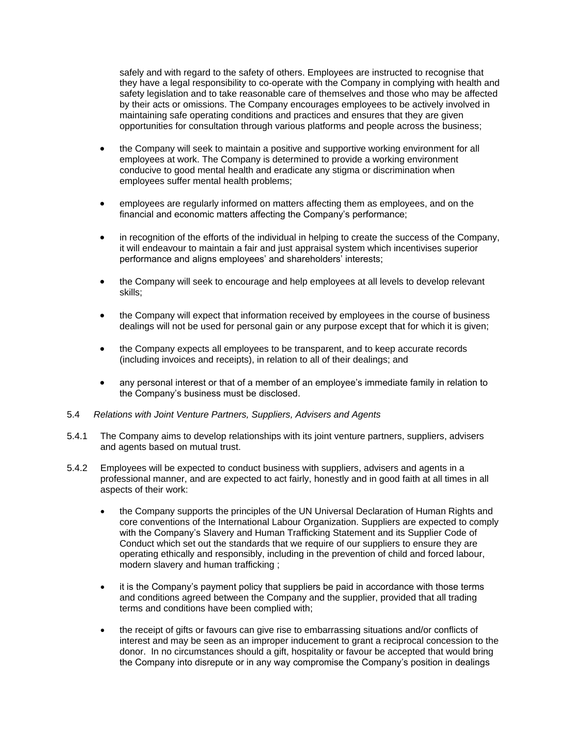safely and with regard to the safety of others. Employees are instructed to recognise that they have a legal responsibility to co-operate with the Company in complying with health and safety legislation and to take reasonable care of themselves and those who may be affected by their acts or omissions. The Company encourages employees to be actively involved in maintaining safe operating conditions and practices and ensures that they are given opportunities for consultation through various platforms and people across the business;

- the Company will seek to maintain a positive and supportive working environment for all employees at work. The Company is determined to provide a working environment conducive to good mental health and eradicate any stigma or discrimination when employees suffer mental health problems;
- employees are regularly informed on matters affecting them as employees, and on the financial and economic matters affecting the Company's performance;
- in recognition of the efforts of the individual in helping to create the success of the Company, it will endeavour to maintain a fair and just appraisal system which incentivises superior performance and aligns employees' and shareholders' interests;
- the Company will seek to encourage and help employees at all levels to develop relevant skills;
- the Company will expect that information received by employees in the course of business dealings will not be used for personal gain or any purpose except that for which it is given;
- the Company expects all employees to be transparent, and to keep accurate records (including invoices and receipts), in relation to all of their dealings; and
- any personal interest or that of a member of an employee's immediate family in relation to the Company's business must be disclosed.

5.4 *Relations with Joint Venture Partners, Suppliers, Advisers and Agents*

5.4.1 The Company aims to develop relationships with its joint venture partners, suppliers, advisers and agents based on mutual trust.

5.4.2 Employees will be expected to conduct business with suppliers, advisers and agents in a professional manner, and are expected to act fairly, honestly and in good faith at all times in all aspects of their work:

- the Company supports the principles of the UN Universal Declaration of Human Rights and core conventions of the International Labour Organization. Suppliers are expected to comply with the Company's Slavery and Human Trafficking Statement and its Supplier Code of Conduct which set out the standards that we require of our suppliers to ensure they are operating ethically and responsibly, including in the prevention of child and forced labour, modern slavery and human trafficking ;
- it is the Company's payment policy that suppliers be paid in accordance with those terms and conditions agreed between the Company and the supplier, provided that all trading terms and conditions have been complied with;
- the receipt of gifts or favours can give rise to embarrassing situations and/or conflicts of interest and may be seen as an improper inducement to grant a reciprocal concession to the donor. In no circumstances should a gift, hospitality or favour be accepted that would bring the Company into disrepute or in any way compromise the Company's position in dealings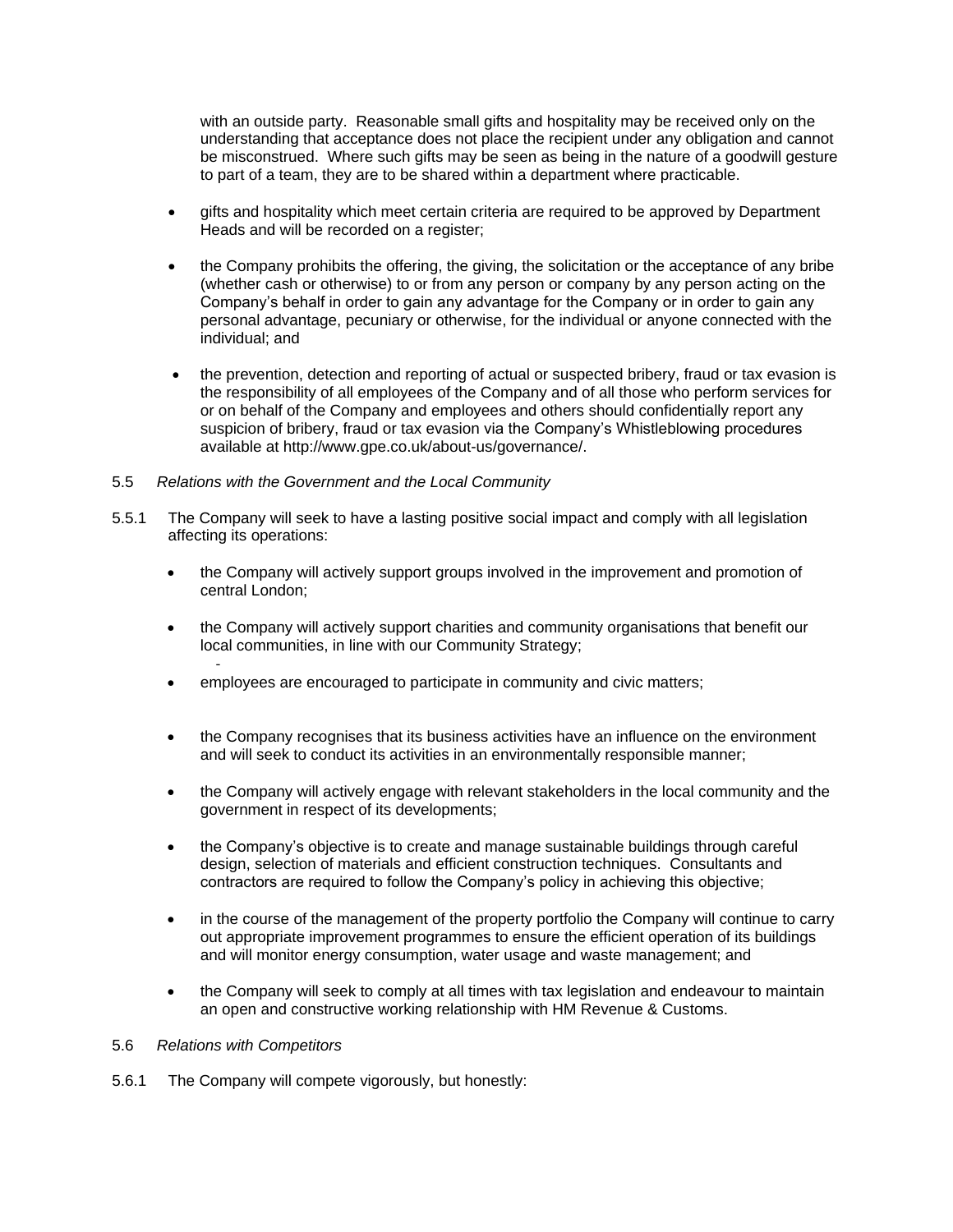with an outside party. Reasonable small gifts and hospitality may be received only on the understanding that acceptance does not place the recipient under any obligation and cannot be misconstrued. Where such gifts may be seen as being in the nature of a goodwill gesture to part of a team, they are to be shared within a department where practicable.

- gifts and hospitality which meet certain criteria are required to be approved by Department Heads and will be recorded on a register;
- the Company prohibits the offering, the giving, the solicitation or the acceptance of any bribe (whether cash or otherwise) to or from any person or company by any person acting on the Company's behalf in order to gain any advantage for the Company or in order to gain any personal advantage, pecuniary or otherwise, for the individual or anyone connected with the individual; and
- the prevention, detection and reporting of actual or suspected bribery, fraud or tax evasion is the responsibility of all employees of the Company and of all those who perform services for or on behalf of the Company and employees and others should confidentially report any suspicion of bribery, fraud or tax evasion via the Company's Whistleblowing procedures available at http://www.gpe.co.uk/about-us/governance/.

5.5 *Relations with the Government and the Local Community*

5.5.1 The Company will seek to have a lasting positive social impact and comply with all legislation affecting its operations:

- the Company will actively support groups involved in the improvement and promotion of central London;
- the Company will actively support charities and community organisations that benefit our local communities, in line with our Community Strategy;
- employees are encouraged to participate in community and civic matters;
- the Company recognises that its business activities have an influence on the environment and will seek to conduct its activities in an environmentally responsible manner;
- the Company will actively engage with relevant stakeholders in the local community and the government in respect of its developments;
- the Company's objective is to create and manage sustainable buildings through careful design, selection of materials and efficient construction techniques. Consultants and contractors are required to follow the Company's policy in achieving this objective;
- in the course of the management of the property portfolio the Company will continue to carry out appropriate improvement programmes to ensure the efficient operation of its buildings and will monitor energy consumption, water usage and waste management; and
- the Company will seek to comply at all times with tax legislation and endeavour to maintain an open and constructive working relationship with HM Revenue & Customs.

5.6 *Relations with Competitors*

5.6.1 The Company will compete vigorously, but honestly: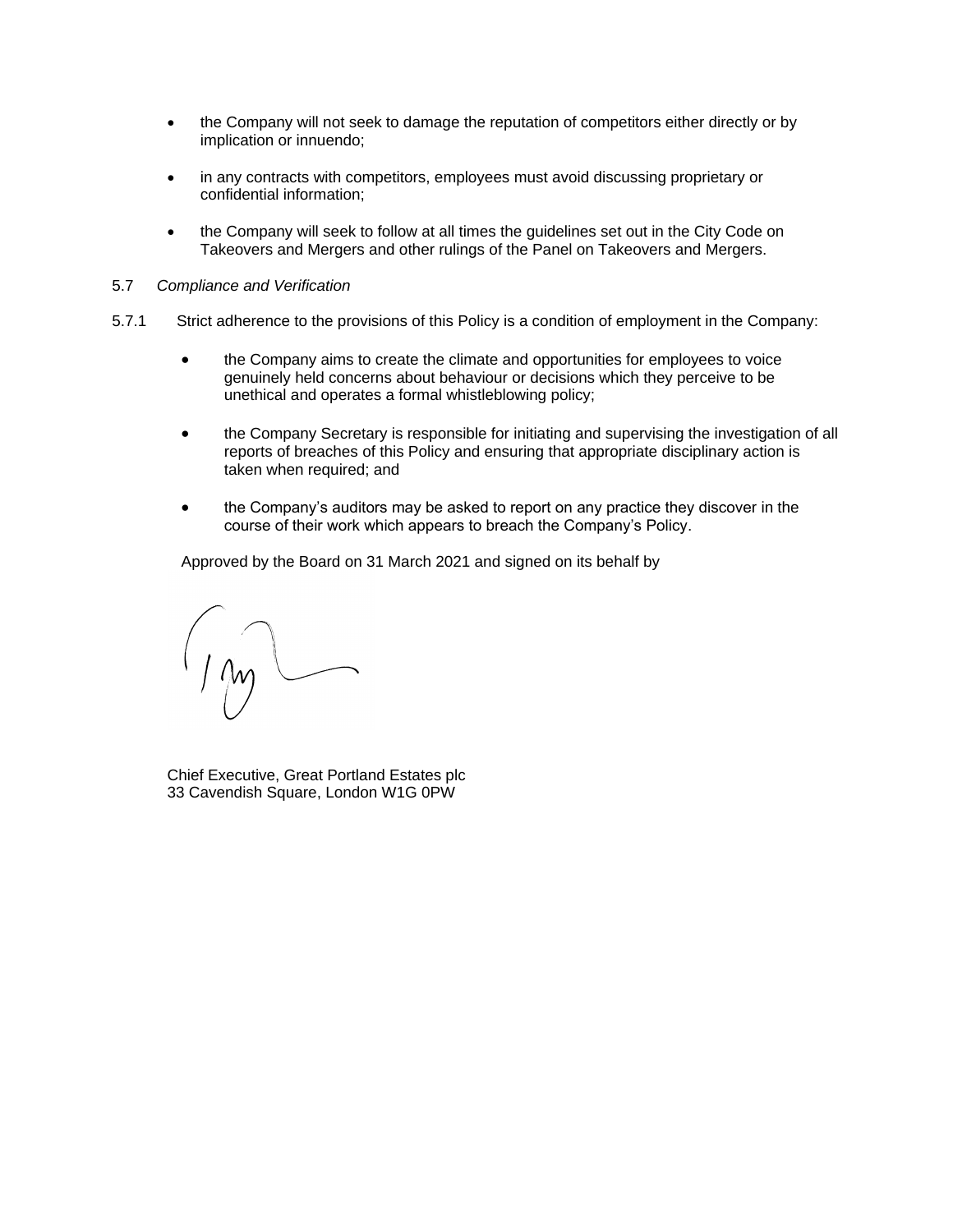- the Company will not seek to damage the reputation of competitors either directly or by implication or innuendo;
- in any contracts with competitors, employees must avoid discussing proprietary or confidential information;
- the Company will seek to follow at all times the guidelines set out in the City Code on Takeovers and Mergers and other rulings of the Panel on Takeovers and Mergers.

5.7 *Compliance and Verification*

5.7.1 Strict adherence to the provisions of this Policy is a condition of employment in the Company:

- the Company aims to create the climate and opportunities for employees to voice genuinely held concerns about behaviour or decisions which they perceive to be unethical and operates a formal whistleblowing policy;
- the Company Secretary is responsible for initiating and supervising the investigation of all reports of breaches of this Policy and ensuring that appropriate disciplinary action is taken when required; and
- the Company's auditors may be asked to report on any practice they discover in the course of their work which appears to breach the Company's Policy.

Approved by the Board on 31 March 2021 and signed on its behalf by

Chief Executive, Great Portland Estates plc
33 Cavendish Square, London W1G 0PW